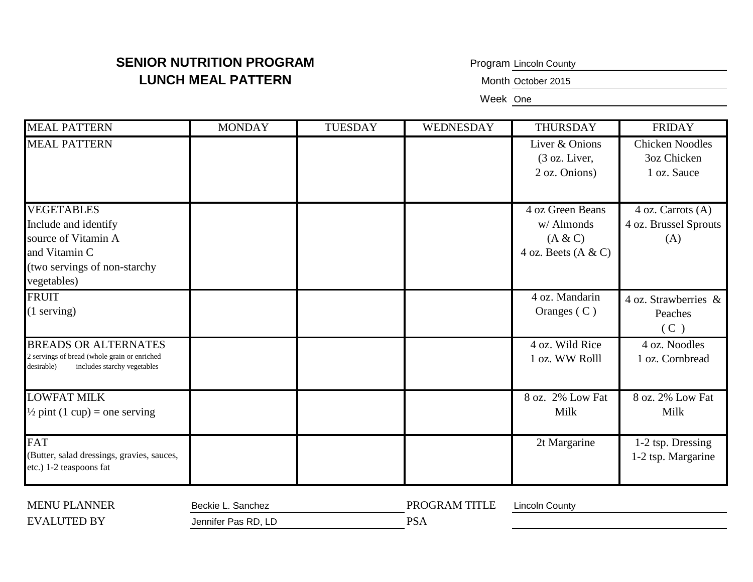**SENIOR NUTRITION PROGRAM**
**LUNCH MEAL PATTERN**

Program Lincoln County
Month October 2015
Week One

| MEAL PATTERN | MONDAY | TUESDAY | WEDNESDAY | THURSDAY | FRIDAY |
|---|---|---|---|---|---|
| MEAL PATTERN | | | | Liver & Onions (3 oz. Liver, 2 oz. Onions) | Chicken Noodles 3oz Chicken 1 oz. Sauce |
| VEGETABLES Include and identify source of Vitamin A and Vitamin C (two servings of non-starchy vegetables) | | | | 4 oz Green Beans w/ Almonds (A & C) 4 oz. Beets (A & C) | 4 oz. Carrots (A) 4 oz. Brussel Sprouts (A) |
| FRUIT (1 serving) | | | | 4 oz. Mandarin Oranges ( C ) | 4 oz. Strawberries & Peaches ( C ) |
| BREADS OR ALTERNATES 2 servings of bread (whole grain or enriched desirable) includes starchy vegetables | | | | 4 oz. Wild Rice 1 oz. WW Rolll | 4 oz. Noodles 1 oz. Cornbread |
| LOWFAT MILK ½ pint (1 cup) = one serving | | | | 8 oz. 2% Low Fat Milk | 8 oz. 2% Low Fat Milk |
| FAT (Butter, salad dressings, gravies, sauces, etc.) 1-2 teaspoons fat | | | | 2t Margarine | 1-2 tsp. Dressing 1-2 tsp. Margarine |

MENU PLANNER Beckie L. Sanchez PROGRAM TITLE Lincoln County
EVALUTED BY Jennifer Pas RD, LD PSA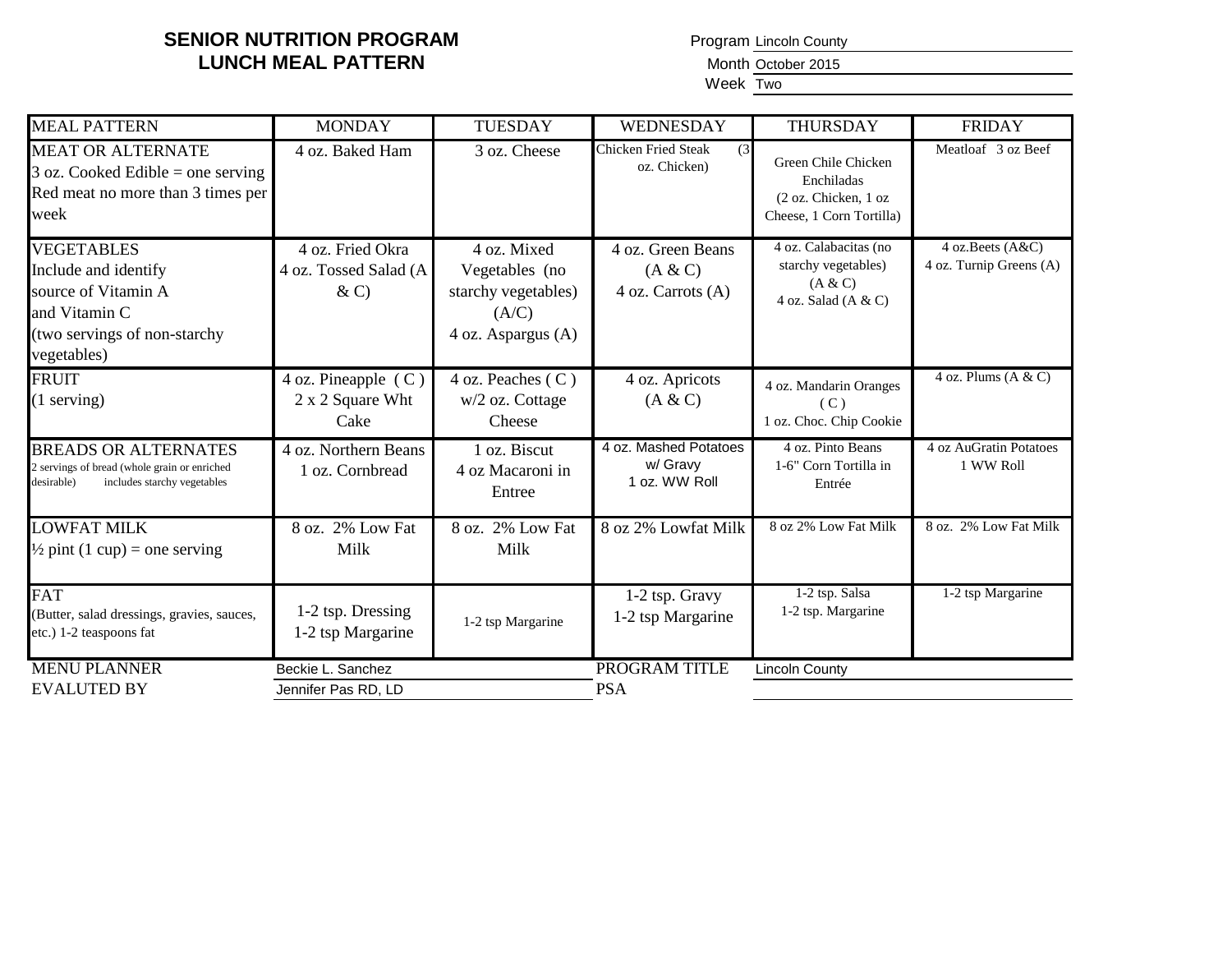# SENIOR NUTRITION PROGRAM
## LUNCH MEAL PATTERN

Program Lincoln County
Month October 2015
Week Two

| MEAL PATTERN | MONDAY | TUESDAY | WEDNESDAY | THURSDAY | FRIDAY |
|---|---|---|---|---|---|
| MEAT OR ALTERNATE<br>3 oz. Cooked Edible = one serving<br>Red meat no more than 3 times per week | 4 oz. Baked Ham | 3 oz. Cheese | Chicken Fried Steak (3 oz. Chicken) | Green Chile Chicken Enchiladas<br>(2 oz. Chicken, 1 oz Cheese, 1 Corn Tortilla) | Meatloaf 3 oz Beef |
| VEGETABLES<br>Include and identify source of Vitamin A and Vitamin C<br>(two servings of non-starchy vegetables) | 4 oz. Fried Okra<br>4 oz. Tossed Salad (A & C) | 4 oz. Mixed Vegetables (no starchy vegetables) (A/C)<br>4 oz. Aspargus (A) | 4 oz. Green Beans (A & C)<br>4 oz. Carrots (A) | 4 oz. Calabacitas (no starchy vegetables) (A & C)<br>4 oz. Salad (A & C) | 4 oz.Beets (A&C)<br>4 oz. Turnip Greens (A) |
| FRUIT<br>(1 serving) | 4 oz. Pineapple ( C )<br>2 x 2 Square Wht Cake | 4 oz. Peaches ( C ) w/2 oz. Cottage Cheese | 4 oz. Apricots (A & C) | 4 oz. Mandarin Oranges ( C )<br>1 oz. Choc. Chip Cookie | 4 oz. Plums (A & C) |
| BREADS OR ALTERNATES<br>2 servings of bread (whole grain or enriched desirable) includes starchy vegetables | 4 oz. Northern Beans<br>1 oz. Cornbread | 1 oz. Biscut<br>4 oz Macaroni in Entree | 4 oz. Mashed Potatoes w/ Gravy<br>1 oz. WW Roll | 4 oz. Pinto Beans<br>1-6" Corn Tortilla in Entrée | 4 oz AuGratin Potatoes<br>1 WW Roll |
| LOWFAT MILK<br>½ pint (1 cup) = one serving | 8 oz. 2% Low Fat Milk | 8 oz. 2% Low Fat Milk | 8 oz 2% Lowfat Milk | 8 oz 2% Low Fat Milk | 8 oz. 2% Low Fat Milk |
| FAT<br>(Butter, salad dressings, gravies, sauces, etc.) 1-2 teaspoons fat | 1-2 tsp. Dressing<br>1-2 tsp Margarine | 1-2 tsp Margarine | 1-2 tsp. Gravy<br>1-2 tsp Margarine | 1-2 tsp. Salsa<br>1-2 tsp. Margarine | 1-2 tsp Margarine |

MENU PLANNER Beckie L. Sanchez
EVALUTED BY Jennifer Pas RD, LD
PROGRAM TITLE Lincoln County
PSA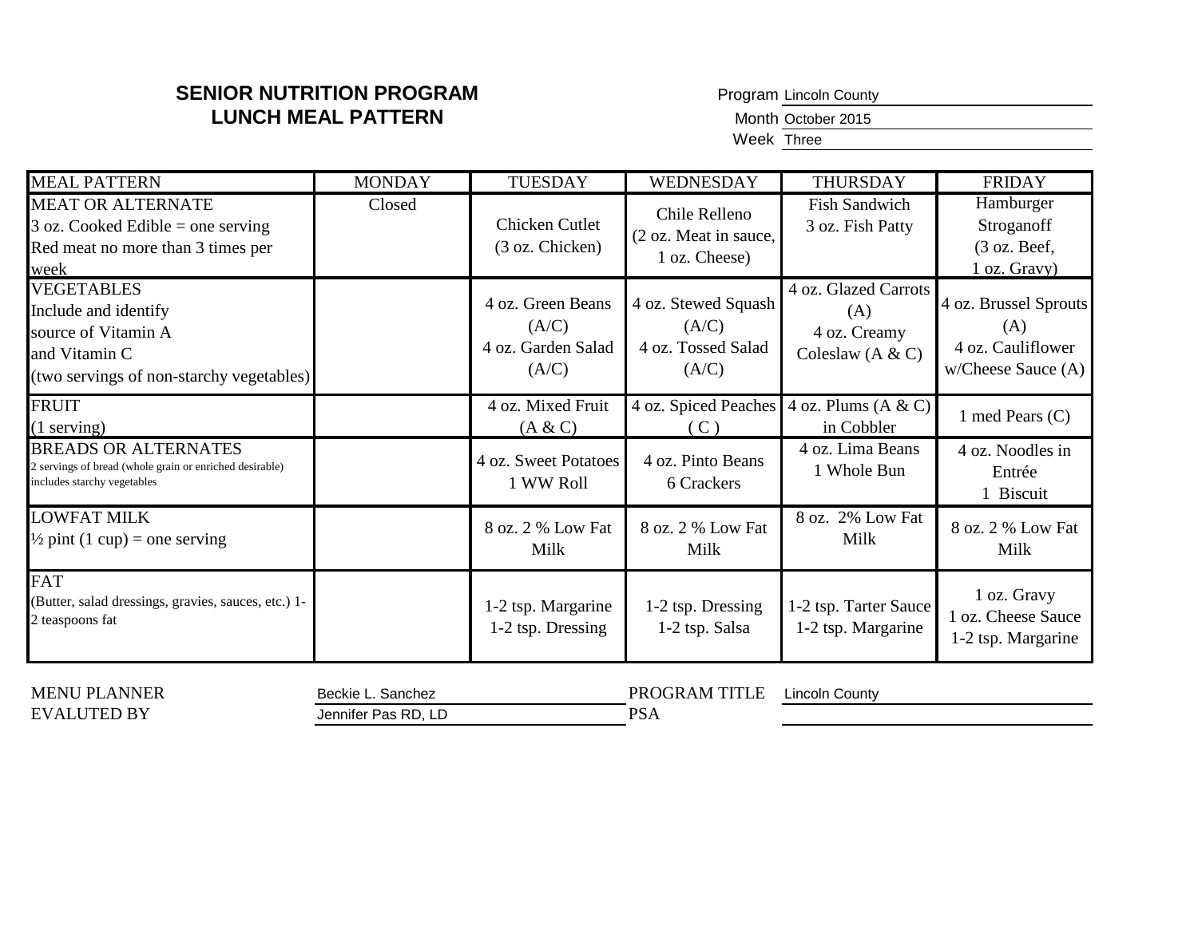## SENIOR NUTRITION PROGRAM
## LUNCH MEAL PATTERN

Program Lincoln County
Month October 2015
Week Three

| MEAL PATTERN | MONDAY | TUESDAY | WEDNESDAY | THURSDAY | FRIDAY |
|---|---|---|---|---|---|
| MEAT OR ALTERNATE<br>3 oz. Cooked Edible = one serving<br>Red meat no more than 3 times per week | Closed | Chicken Cutlet<br>(3 oz. Chicken) | Chile Relleno<br>(2 oz. Meat in sauce, 1 oz. Cheese) | Fish Sandwich<br>3 oz. Fish Patty | Hamburger Stroganoff<br>(3 oz. Beef, 1 oz. Gravy) |
| VEGETABLES<br>Include and identify source of Vitamin A and Vitamin C<br>(two servings of non-starchy vegetables) | | 4 oz. Green Beans (A/C)<br>4 oz. Garden Salad (A/C) | 4 oz. Stewed Squash (A/C)<br>4 oz. Tossed Salad (A/C) | 4 oz. Glazed Carrots (A)<br>4 oz. Creamy Coleslaw (A & C) | 4 oz. Brussel Sprouts (A)<br>4 oz. Cauliflower w/Cheese Sauce (A) |
| FRUIT<br>(1 serving) | | 4 oz. Mixed Fruit (A & C) | 4 oz. Spiced Peaches ( C ) | 4 oz. Plums (A & C) in Cobbler | 1 med Pears (C) |
| BREADS OR ALTERNATES<br>2 servings of bread (whole grain or enriched desirable) includes starchy vegetables | | 4 oz. Sweet Potatoes<br>1 WW Roll | 4 oz. Pinto Beans<br>6 Crackers | 4 oz. Lima Beans<br>1 Whole Bun | 4 oz. Noodles in Entrée<br>1 Biscuit |
| LOWFAT MILK<br>½ pint (1 cup) = one serving | | 8 oz. 2 % Low Fat Milk | 8 oz. 2 % Low Fat Milk | 8 oz. 2% Low Fat Milk | 8 oz. 2 % Low Fat Milk |
| FAT<br>(Butter, salad dressings, gravies, sauces, etc.) 1-2 teaspoons fat | | 1-2 tsp. Margarine<br>1-2 tsp. Dressing | 1-2 tsp. Dressing<br>1-2 tsp. Salsa | 1-2 tsp. Tarter Sauce<br>1-2 tsp. Margarine | 1 oz. Gravy<br>1 oz. Cheese Sauce<br>1-2 tsp. Margarine |

MENU PLANNER Beckie L. Sanchez PROGRAM TITLE Lincoln County
EVALUTED BY Jennifer Pas RD, LD PSA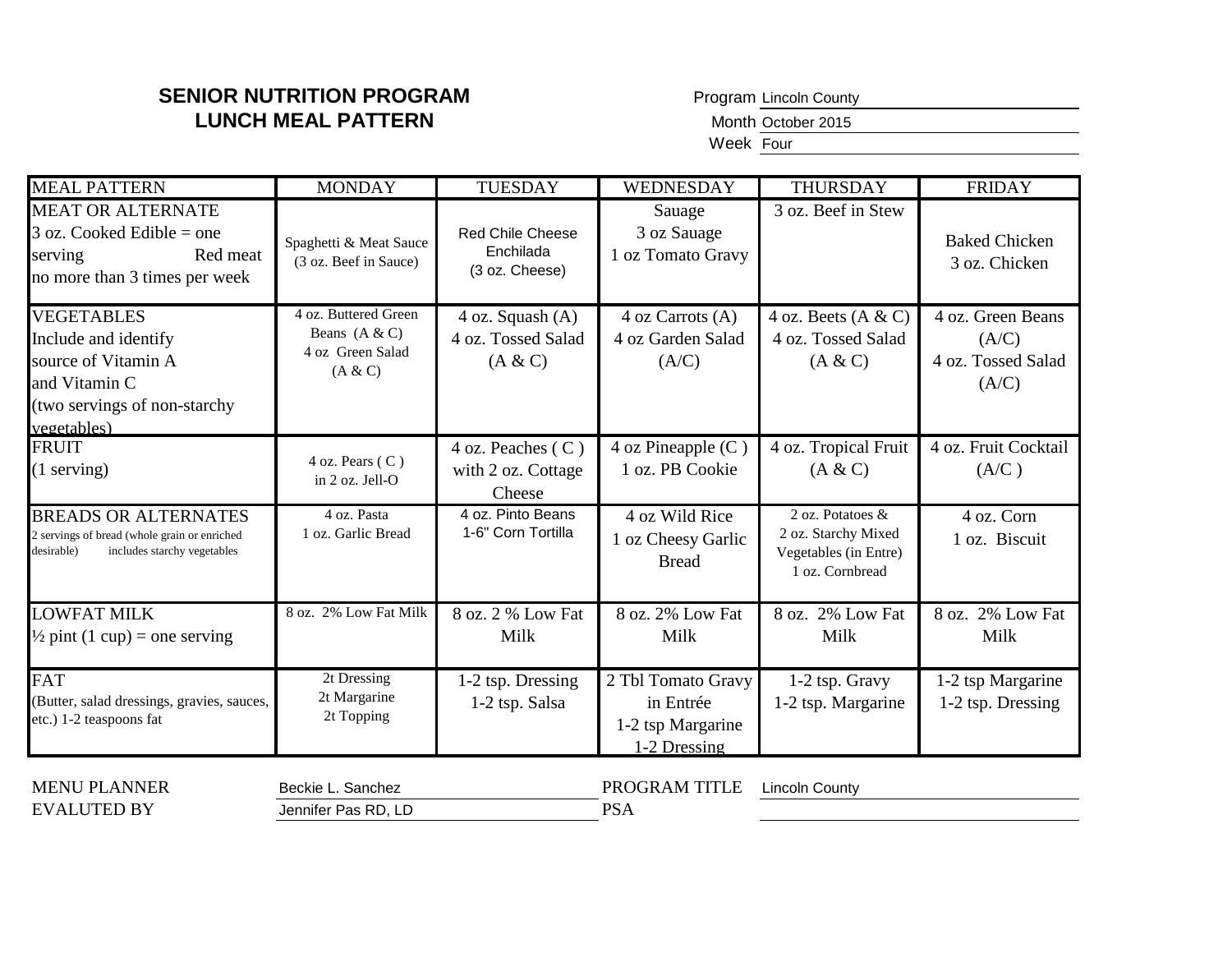## SENIOR NUTRITION PROGRAM
## LUNCH MEAL PATTERN

Program: Lincoln County
Month: October 2015
Week: Four

| MEAL PATTERN | MONDAY | TUESDAY | WEDNESDAY | THURSDAY | FRIDAY |
|---|---|---|---|---|---|
| MEAT OR ALTERNATE<br>3 oz. Cooked Edible = one serving Red meat no more than 3 times per week | Spaghetti & Meat Sauce<br>(3 oz. Beef in Sauce) | Red Chile Cheese Enchilada<br>(3 oz. Cheese) | Sauage<br>3 oz Sauage<br>1 oz Tomato Gravy | 3 oz. Beef in Stew | Baked Chicken<br>3 oz. Chicken |
| VEGETABLES<br>Include and identify source of Vitamin A and Vitamin C<br>(two servings of non-starchy vegetables) | 4 oz. Buttered Green Beans (A & C)<br>4 oz Green Salad<br>(A & C) | 4 oz. Squash (A)<br>4 oz. Tossed Salad<br>(A & C) | 4 oz Carrots (A)<br>4 oz Garden Salad<br>(A/C) | 4 oz. Beets (A & C)<br>4 oz. Tossed Salad<br>(A & C) | 4 oz. Green Beans<br>(A/C)<br>4 oz. Tossed Salad<br>(A/C) |
| FRUIT<br>(1 serving) | 4 oz. Pears ( C )<br>in 2 oz. Jell-O | 4 oz. Peaches ( C )<br>with 2 oz. Cottage Cheese | 4 oz Pineapple (C )<br>1 oz. PB Cookie | 4 oz. Tropical Fruit<br>(A & C) | 4 oz. Fruit Cocktail<br>(A/C ) |
| BREADS OR ALTERNATES<br>2 servings of bread (whole grain or enriched desirable) includes starchy vegetables | 4 oz. Pasta<br>1 oz. Garlic Bread | 4 oz. Pinto Beans<br>1-6" Corn Tortilla | 4 oz Wild Rice<br>1 oz Cheesy Garlic Bread | 2 oz. Potatoes &<br>2 oz. Starchy Mixed Vegetables (in Entre)<br>1 oz. Cornbread | 4 oz. Corn<br>1 oz. Biscuit |
| LOWFAT MILK<br>½ pint (1 cup) = one serving | 8 oz. 2% Low Fat Milk | 8 oz. 2 % Low Fat Milk | 8 oz. 2% Low Fat Milk | 8 oz. 2% Low Fat Milk | 8 oz. 2% Low Fat Milk |
| FAT<br>(Butter, salad dressings, gravies, sauces, etc.) 1-2 teaspoons fat | 2t Dressing<br>2t Margarine<br>2t Topping | 1-2 tsp. Dressing<br>1-2 tsp. Salsa | 2 Tbl Tomato Gravy in Entrée<br>1-2 tsp Margarine<br>1-2 Dressing | 1-2 tsp. Gravy<br>1-2 tsp. Margarine | 1-2 tsp Margarine<br>1-2 tsp. Dressing |

MENU PLANNER: Beckie L. Sanchez
EVALUTED BY: Jennifer Pas RD, LD
PROGRAM TITLE: Lincoln County
PSA: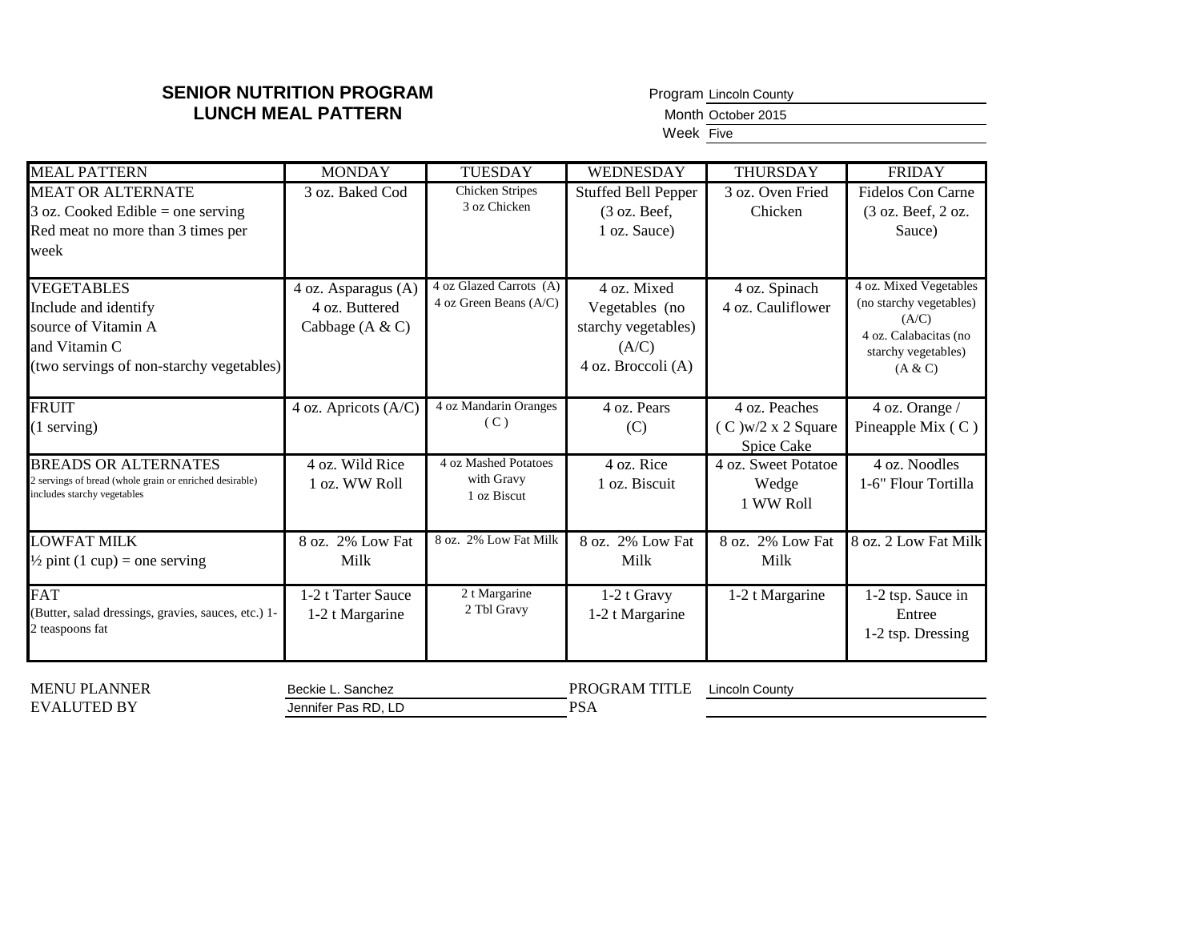# SENIOR NUTRITION PROGRAM
# LUNCH MEAL PATTERN

Program Lincoln County
Month October 2015
Week Five

| MEAL PATTERN | MONDAY | TUESDAY | WEDNESDAY | THURSDAY | FRIDAY |
|---|---|---|---|---|---|
| MEAT OR ALTERNATE<br>3 oz. Cooked Edible = one serving<br>Red meat no more than 3 times per week | 3 oz. Baked Cod | Chicken Stripes<br>3 oz Chicken | Stuffed Bell Pepper (3 oz. Beef, 1 oz. Sauce) | 3 oz. Oven Fried Chicken | Fidelos Con Carne (3 oz. Beef, 2 oz. Sauce) |
| VEGETABLES<br>Include and identify source of Vitamin A and Vitamin C<br>(two servings of non-starchy vegetables) | 4 oz. Asparagus (A)<br>4 oz. Buttered Cabbage (A & C) | 4 oz Glazed Carrots (A)<br>4 oz Green Beans (A/C) | 4 oz. Mixed Vegetables (no starchy vegetables) (A/C)<br>4 oz. Broccoli (A) | 4 oz. Spinach<br>4 oz. Cauliflower | 4 oz. Mixed Vegetables (no starchy vegetables) (A/C)<br>4 oz. Calabacitas (no starchy vegetables) (A & C) |
| FRUIT<br>(1 serving) | 4 oz. Apricots (A/C) | 4 oz Mandarin Oranges ( C ) | 4 oz. Pears (C) | 4 oz. Peaches ( C )w/2 x 2 Square Spice Cake | 4 oz. Orange / Pineapple Mix ( C ) |
| BREADS OR ALTERNATES<br>2 servings of bread (whole grain or enriched desirable) includes starchy vegetables | 4 oz. Wild Rice<br>1 oz. WW Roll | 4 oz Mashed Potatoes with Gravy<br>1 oz Biscut | 4 oz. Rice<br>1 oz. Biscuit | 4 oz. Sweet Potatoe Wedge<br>1 WW Roll | 4 oz. Noodles<br>1-6" Flour Tortilla |
| LOWFAT MILK<br>½ pint (1 cup) = one serving | 8 oz. 2% Low Fat Milk | 8 oz. 2% Low Fat Milk | 8 oz. 2% Low Fat Milk | 8 oz. 2% Low Fat Milk | 8 oz. 2 Low Fat Milk |
| FAT<br>(Butter, salad dressings, gravies, sauces, etc.) 1-2 teaspoons fat | 1-2 t Tarter Sauce<br>1-2 t Margarine | 2 t Margarine<br>2 Tbl Gravy | 1-2 t Gravy<br>1-2 t Margarine | 1-2 t Margarine | 1-2 tsp. Sauce in Entree<br>1-2 tsp. Dressing |

MENU PLANNER Beckie L. Sanchez PROGRAM TITLE Lincoln County
EVALUTED BY Jennifer Pas RD, LD PSA